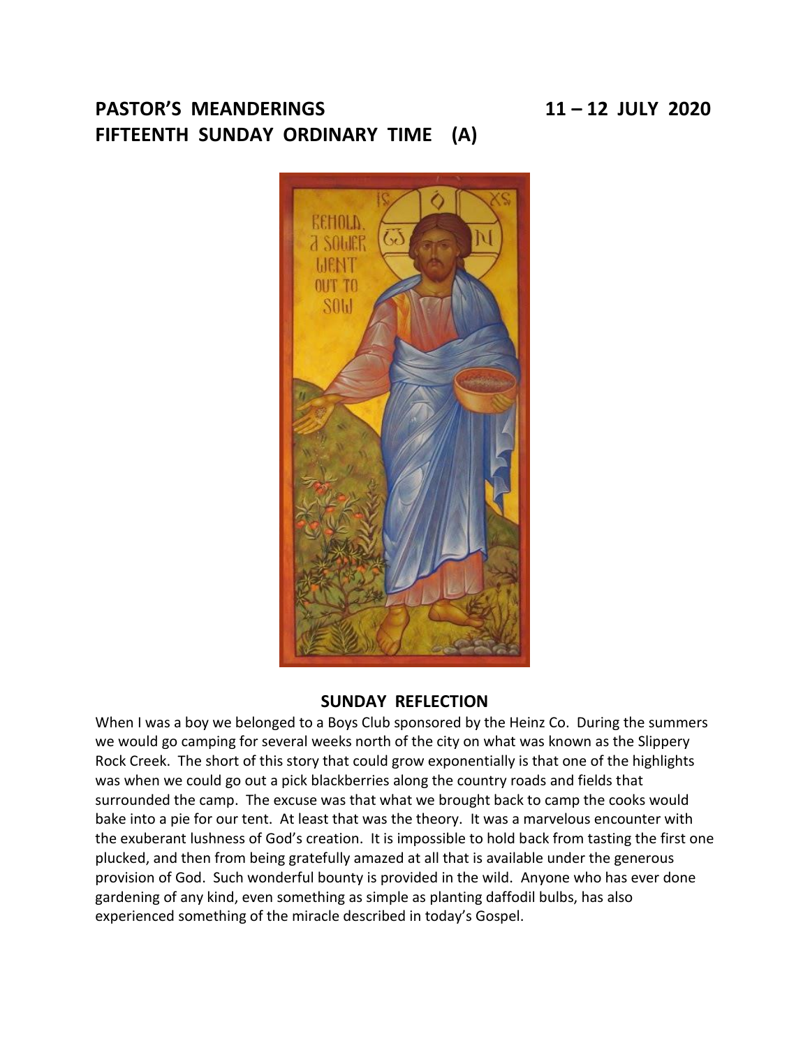# PASTOR'S MEANDERINGS 11 – 12 JULY 2020
# FIFTEENTH SUNDAY ORDINARY TIME (A)

## SUNDAY REFLECTION

When I was a boy we belonged to a Boys Club sponsored by the Heinz Co. During the summers we would go camping for several weeks north of the city on what was known as the Slippery Rock Creek. The short of this story that could grow exponentially is that one of the highlights was when we could go out a pick blackberries along the country roads and fields that surrounded the camp. The excuse was that what we brought back to camp the cooks would bake into a pie for our tent. At least that was the theory. It was a marvelous encounter with the exuberant lushness of God's creation. It is impossible to hold back from tasting the first one plucked, and then from being gratefully amazed at all that is available under the generous provision of God. Such wonderful bounty is provided in the wild. Anyone who has ever done gardening of any kind, even something as simple as planting daffodil bulbs, has also experienced something of the miracle described in today's Gospel.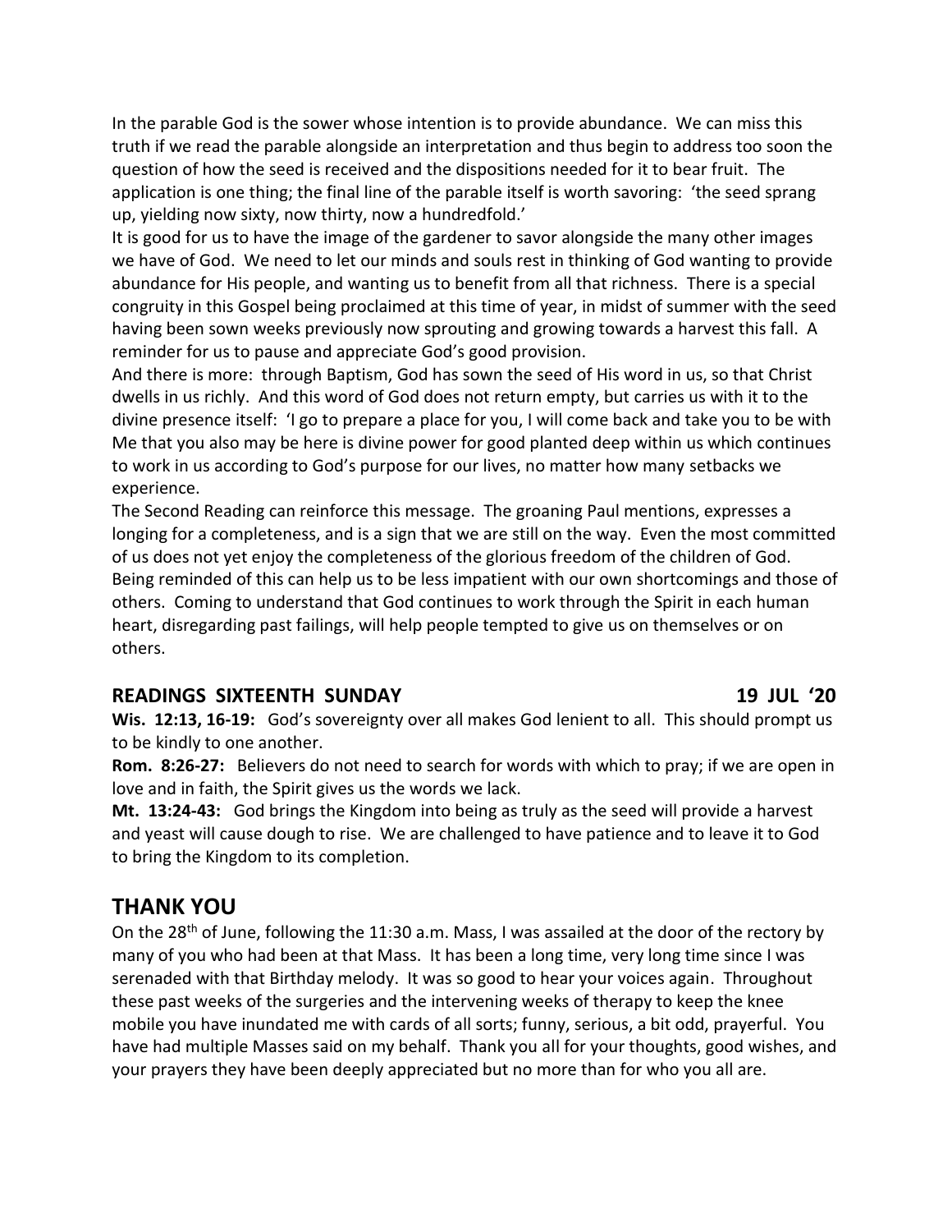In the parable God is the sower whose intention is to provide abundance. We can miss this truth if we read the parable alongside an interpretation and thus begin to address too soon the question of how the seed is received and the dispositions needed for it to bear fruit. The application is one thing; the final line of the parable itself is worth savoring: 'the seed sprang up, yielding now sixty, now thirty, now a hundredfold.'

It is good for us to have the image of the gardener to savor alongside the many other images we have of God. We need to let our minds and souls rest in thinking of God wanting to provide abundance for His people, and wanting us to benefit from all that richness. There is a special congruity in this Gospel being proclaimed at this time of year, in midst of summer with the seed having been sown weeks previously now sprouting and growing towards a harvest this fall. A reminder for us to pause and appreciate God's good provision.

And there is more: through Baptism, God has sown the seed of His word in us, so that Christ dwells in us richly. And this word of God does not return empty, but carries us with it to the divine presence itself: 'I go to prepare a place for you, I will come back and take you to be with Me that you also may be here is divine power for good planted deep within us which continues to work in us according to God's purpose for our lives, no matter how many setbacks we experience.

The Second Reading can reinforce this message. The groaning Paul mentions, expresses a longing for a completeness, and is a sign that we are still on the way. Even the most committed of us does not yet enjoy the completeness of the glorious freedom of the children of God. Being reminded of this can help us to be less impatient with our own shortcomings and those of others. Coming to understand that God continues to work through the Spirit in each human heart, disregarding past failings, will help people tempted to give us on themselves or on others.

### READINGS SIXTEENTH SUNDAY 19 JUL '20

**Wis. 12:13, 16-19:** God's sovereignty over all makes God lenient to all. This should prompt us to be kindly to one another.

**Rom. 8:26-27:** Believers do not need to search for words with which to pray; if we are open in love and in faith, the Spirit gives us the words we lack.

**Mt. 13:24-43:** God brings the Kingdom into being as truly as the seed will provide a harvest and yeast will cause dough to rise. We are challenged to have patience and to leave it to God to bring the Kingdom to its completion.

## THANK YOU

On the 28th of June, following the 11:30 a.m. Mass, I was assailed at the door of the rectory by many of you who had been at that Mass. It has been a long time, very long time since I was serenaded with that Birthday melody. It was so good to hear your voices again. Throughout these past weeks of the surgeries and the intervening weeks of therapy to keep the knee mobile you have inundated me with cards of all sorts; funny, serious, a bit odd, prayerful. You have had multiple Masses said on my behalf. Thank you all for your thoughts, good wishes, and your prayers they have been deeply appreciated but no more than for who you all are.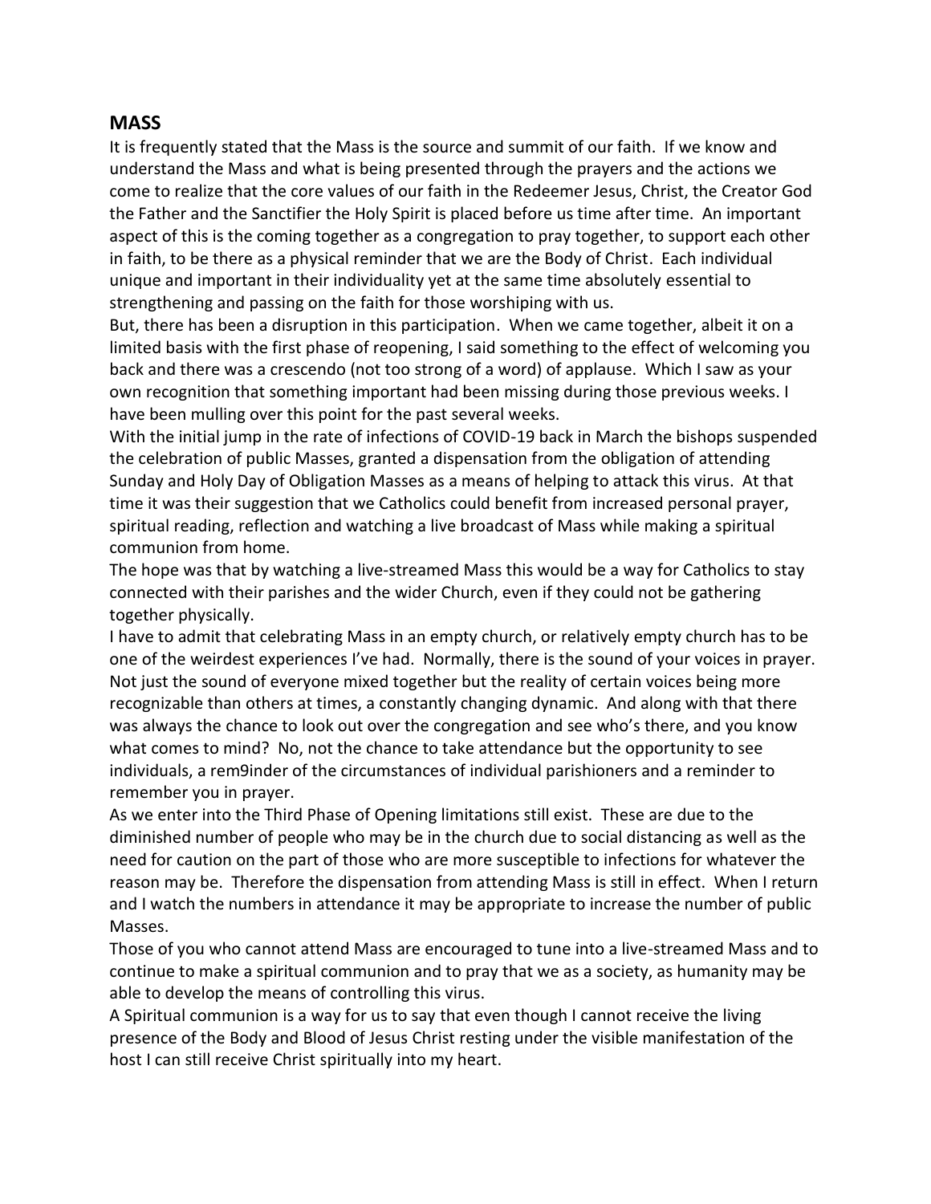## MASS

It is frequently stated that the Mass is the source and summit of our faith. If we know and understand the Mass and what is being presented through the prayers and the actions we come to realize that the core values of our faith in the Redeemer Jesus, Christ, the Creator God the Father and the Sanctifier the Holy Spirit is placed before us time after time. An important aspect of this is the coming together as a congregation to pray together, to support each other in faith, to be there as a physical reminder that we are the Body of Christ. Each individual unique and important in their individuality yet at the same time absolutely essential to strengthening and passing on the faith for those worshiping with us.

But, there has been a disruption in this participation. When we came together, albeit it on a limited basis with the first phase of reopening, I said something to the effect of welcoming you back and there was a crescendo (not too strong of a word) of applause. Which I saw as your own recognition that something important had been missing during those previous weeks. I have been mulling over this point for the past several weeks.

With the initial jump in the rate of infections of COVID-19 back in March the bishops suspended the celebration of public Masses, granted a dispensation from the obligation of attending Sunday and Holy Day of Obligation Masses as a means of helping to attack this virus. At that time it was their suggestion that we Catholics could benefit from increased personal prayer, spiritual reading, reflection and watching a live broadcast of Mass while making a spiritual communion from home.

The hope was that by watching a live-streamed Mass this would be a way for Catholics to stay connected with their parishes and the wider Church, even if they could not be gathering together physically.

I have to admit that celebrating Mass in an empty church, or relatively empty church has to be one of the weirdest experiences I've had. Normally, there is the sound of your voices in prayer. Not just the sound of everyone mixed together but the reality of certain voices being more recognizable than others at times, a constantly changing dynamic. And along with that there was always the chance to look out over the congregation and see who's there, and you know what comes to mind? No, not the chance to take attendance but the opportunity to see individuals, a rem9inder of the circumstances of individual parishioners and a reminder to remember you in prayer.

As we enter into the Third Phase of Opening limitations still exist. These are due to the diminished number of people who may be in the church due to social distancing as well as the need for caution on the part of those who are more susceptible to infections for whatever the reason may be. Therefore the dispensation from attending Mass is still in effect. When I return and I watch the numbers in attendance it may be appropriate to increase the number of public Masses.

Those of you who cannot attend Mass are encouraged to tune into a live-streamed Mass and to continue to make a spiritual communion and to pray that we as a society, as humanity may be able to develop the means of controlling this virus.

A Spiritual communion is a way for us to say that even though I cannot receive the living presence of the Body and Blood of Jesus Christ resting under the visible manifestation of the host I can still receive Christ spiritually into my heart.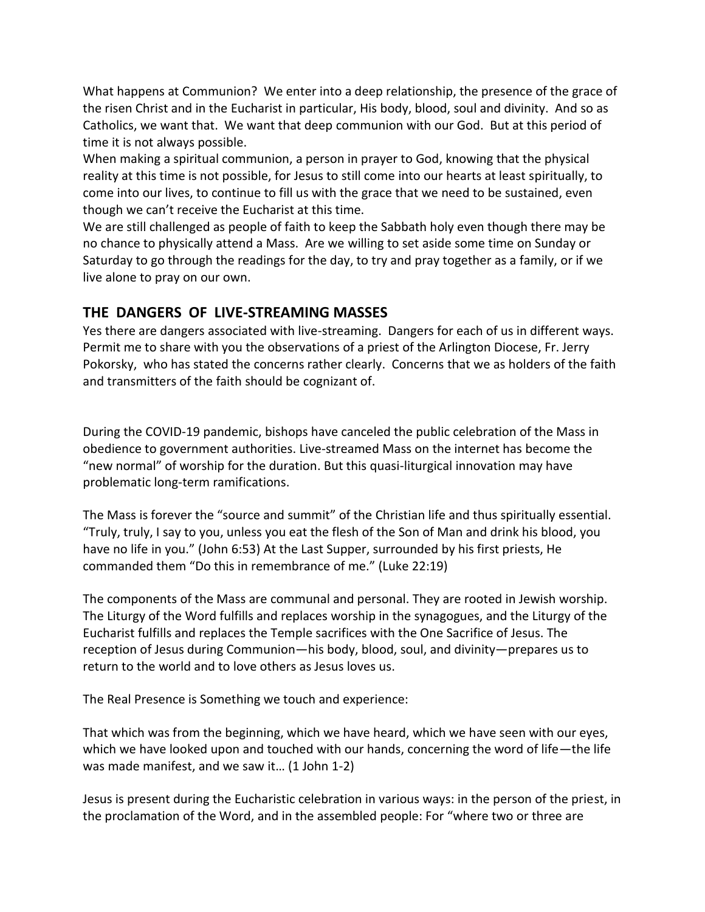What happens at Communion? We enter into a deep relationship, the presence of the grace of the risen Christ and in the Eucharist in particular, His body, blood, soul and divinity. And so as Catholics, we want that. We want that deep communion with our God. But at this period of time it is not always possible.

When making a spiritual communion, a person in prayer to God, knowing that the physical reality at this time is not possible, for Jesus to still come into our hearts at least spiritually, to come into our lives, to continue to fill us with the grace that we need to be sustained, even though we can't receive the Eucharist at this time.

We are still challenged as people of faith to keep the Sabbath holy even though there may be no chance to physically attend a Mass. Are we willing to set aside some time on Sunday or Saturday to go through the readings for the day, to try and pray together as a family, or if we live alone to pray on our own.

## THE DANGERS OF LIVE-STREAMING MASSES

Yes there are dangers associated with live-streaming. Dangers for each of us in different ways. Permit me to share with you the observations of a priest of the Arlington Diocese, Fr. Jerry Pokorsky, who has stated the concerns rather clearly. Concerns that we as holders of the faith and transmitters of the faith should be cognizant of.

During the COVID-19 pandemic, bishops have canceled the public celebration of the Mass in obedience to government authorities. Live-streamed Mass on the internet has become the "new normal" of worship for the duration. But this quasi-liturgical innovation may have problematic long-term ramifications.

The Mass is forever the "source and summit" of the Christian life and thus spiritually essential. "Truly, truly, I say to you, unless you eat the flesh of the Son of Man and drink his blood, you have no life in you." (John 6:53) At the Last Supper, surrounded by his first priests, He commanded them "Do this in remembrance of me." (Luke 22:19)

The components of the Mass are communal and personal. They are rooted in Jewish worship. The Liturgy of the Word fulfills and replaces worship in the synagogues, and the Liturgy of the Eucharist fulfills and replaces the Temple sacrifices with the One Sacrifice of Jesus. The reception of Jesus during Communion—his body, blood, soul, and divinity—prepares us to return to the world and to love others as Jesus loves us.

The Real Presence is Something we touch and experience:

That which was from the beginning, which we have heard, which we have seen with our eyes, which we have looked upon and touched with our hands, concerning the word of life—the life was made manifest, and we saw it… (1 John 1-2)

Jesus is present during the Eucharistic celebration in various ways: in the person of the priest, in the proclamation of the Word, and in the assembled people: For "where two or three are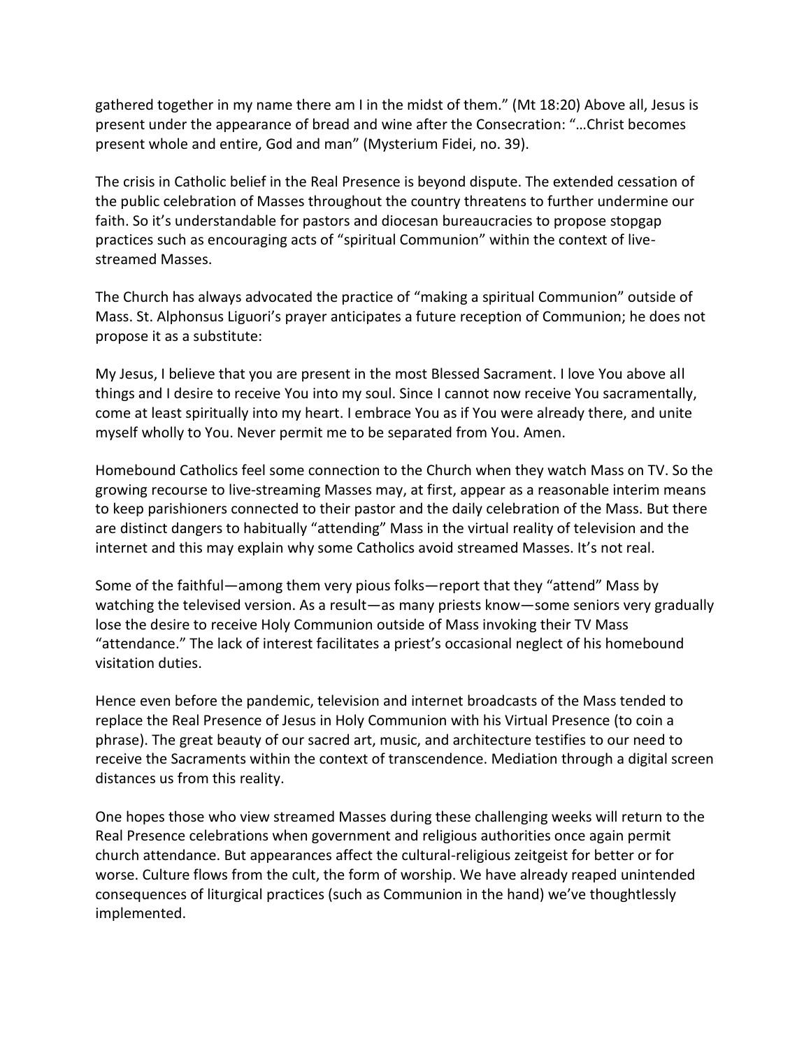gathered together in my name there am I in the midst of them." (Mt 18:20) Above all, Jesus is present under the appearance of bread and wine after the Consecration: "…Christ becomes present whole and entire, God and man" (Mysterium Fidei, no. 39).

The crisis in Catholic belief in the Real Presence is beyond dispute. The extended cessation of the public celebration of Masses throughout the country threatens to further undermine our faith. So it's understandable for pastors and diocesan bureaucracies to propose stopgap practices such as encouraging acts of "spiritual Communion" within the context of live-streamed Masses.

The Church has always advocated the practice of "making a spiritual Communion" outside of Mass. St. Alphonsus Liguori's prayer anticipates a future reception of Communion; he does not propose it as a substitute:

My Jesus, I believe that you are present in the most Blessed Sacrament. I love You above all things and I desire to receive You into my soul. Since I cannot now receive You sacramentally, come at least spiritually into my heart. I embrace You as if You were already there, and unite myself wholly to You. Never permit me to be separated from You. Amen.

Homebound Catholics feel some connection to the Church when they watch Mass on TV. So the growing recourse to live-streaming Masses may, at first, appear as a reasonable interim means to keep parishioners connected to their pastor and the daily celebration of the Mass. But there are distinct dangers to habitually "attending" Mass in the virtual reality of television and the internet and this may explain why some Catholics avoid streamed Masses. It's not real.

Some of the faithful—among them very pious folks—report that they "attend" Mass by watching the televised version. As a result—as many priests know—some seniors very gradually lose the desire to receive Holy Communion outside of Mass invoking their TV Mass "attendance." The lack of interest facilitates a priest's occasional neglect of his homebound visitation duties.

Hence even before the pandemic, television and internet broadcasts of the Mass tended to replace the Real Presence of Jesus in Holy Communion with his Virtual Presence (to coin a phrase). The great beauty of our sacred art, music, and architecture testifies to our need to receive the Sacraments within the context of transcendence. Mediation through a digital screen distances us from this reality.

One hopes those who view streamed Masses during these challenging weeks will return to the Real Presence celebrations when government and religious authorities once again permit church attendance. But appearances affect the cultural-religious zeitgeist for better or for worse. Culture flows from the cult, the form of worship. We have already reaped unintended consequences of liturgical practices (such as Communion in the hand) we've thoughtlessly implemented.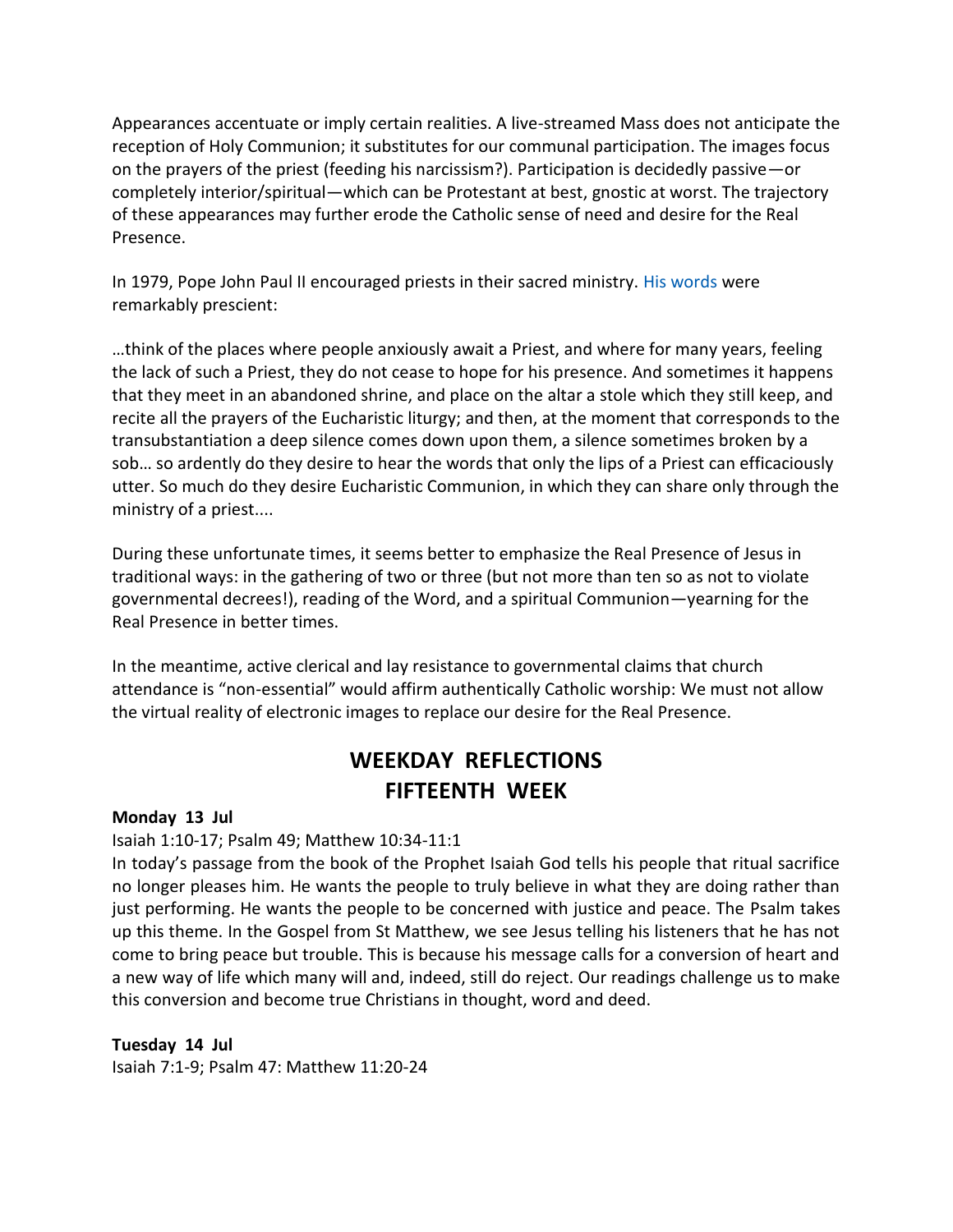Appearances accentuate or imply certain realities. A live-streamed Mass does not anticipate the reception of Holy Communion; it substitutes for our communal participation. The images focus on the prayers of the priest (feeding his narcissism?). Participation is decidedly passive—or completely interior/spiritual—which can be Protestant at best, gnostic at worst. The trajectory of these appearances may further erode the Catholic sense of need and desire for the Real Presence.

In 1979, Pope John Paul II encouraged priests in their sacred ministry. His words were remarkably prescient:

…think of the places where people anxiously await a Priest, and where for many years, feeling the lack of such a Priest, they do not cease to hope for his presence. And sometimes it happens that they meet in an abandoned shrine, and place on the altar a stole which they still keep, and recite all the prayers of the Eucharistic liturgy; and then, at the moment that corresponds to the transubstantiation a deep silence comes down upon them, a silence sometimes broken by a sob… so ardently do they desire to hear the words that only the lips of a Priest can efficaciously utter. So much do they desire Eucharistic Communion, in which they can share only through the ministry of a priest....

During these unfortunate times, it seems better to emphasize the Real Presence of Jesus in traditional ways: in the gathering of two or three (but not more than ten so as not to violate governmental decrees!), reading of the Word, and a spiritual Communion—yearning for the Real Presence in better times.

In the meantime, active clerical and lay resistance to governmental claims that church attendance is "non-essential" would affirm authentically Catholic worship: We must not allow the virtual reality of electronic images to replace our desire for the Real Presence.

## WEEKDAY REFLECTIONS FIFTEENTH WEEK

**Monday 13 Jul**

Isaiah 1:10-17; Psalm 49; Matthew 10:34-11:1

In today's passage from the book of the Prophet Isaiah God tells his people that ritual sacrifice no longer pleases him. He wants the people to truly believe in what they are doing rather than just performing. He wants the people to be concerned with justice and peace. The Psalm takes up this theme. In the Gospel from St Matthew, we see Jesus telling his listeners that he has not come to bring peace but trouble. This is because his message calls for a conversion of heart and a new way of life which many will and, indeed, still do reject. Our readings challenge us to make this conversion and become true Christians in thought, word and deed.

**Tuesday 14 Jul**

Isaiah 7:1-9; Psalm 47: Matthew 11:20-24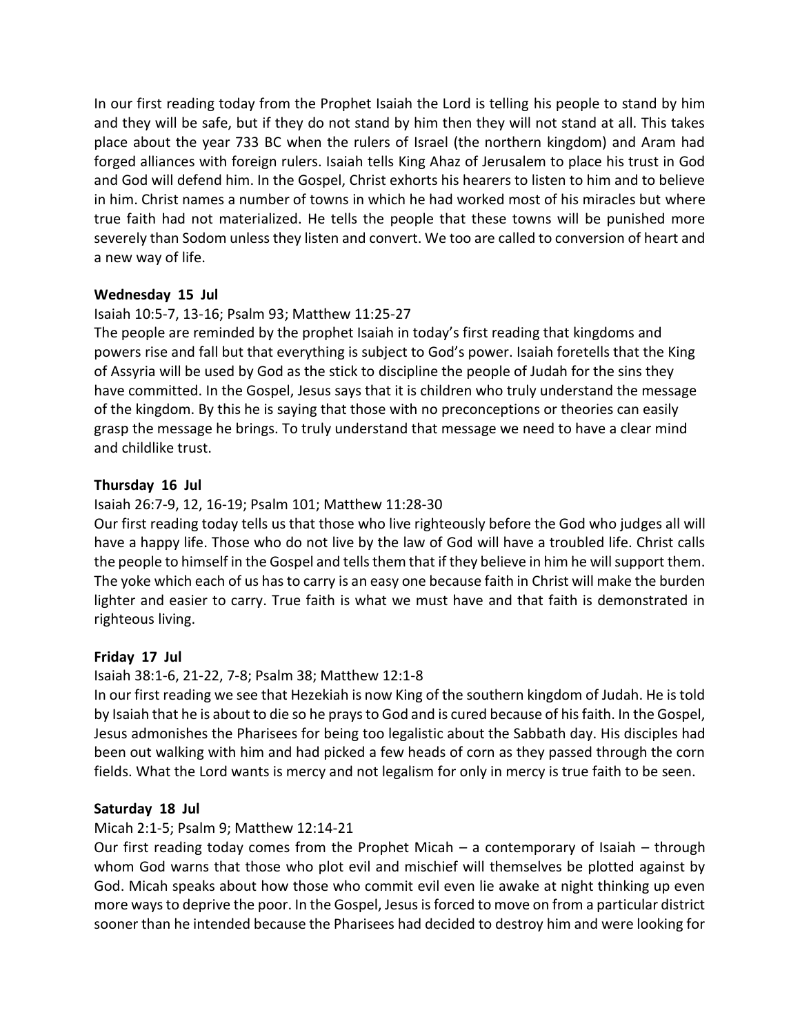In our first reading today from the Prophet Isaiah the Lord is telling his people to stand by him and they will be safe, but if they do not stand by him then they will not stand at all. This takes place about the year 733 BC when the rulers of Israel (the northern kingdom) and Aram had forged alliances with foreign rulers. Isaiah tells King Ahaz of Jerusalem to place his trust in God and God will defend him. In the Gospel, Christ exhorts his hearers to listen to him and to believe in him. Christ names a number of towns in which he had worked most of his miracles but where true faith had not materialized. He tells the people that these towns will be punished more severely than Sodom unless they listen and convert. We too are called to conversion of heart and a new way of life.

**Wednesday 15 Jul**

Isaiah 10:5-7, 13-16; Psalm 93; Matthew 11:25-27

The people are reminded by the prophet Isaiah in today's first reading that kingdoms and powers rise and fall but that everything is subject to God's power. Isaiah foretells that the King of Assyria will be used by God as the stick to discipline the people of Judah for the sins they have committed. In the Gospel, Jesus says that it is children who truly understand the message of the kingdom. By this he is saying that those with no preconceptions or theories can easily grasp the message he brings. To truly understand that message we need to have a clear mind and childlike trust.

**Thursday 16 Jul**

Isaiah 26:7-9, 12, 16-19; Psalm 101; Matthew 11:28-30

Our first reading today tells us that those who live righteously before the God who judges all will have a happy life. Those who do not live by the law of God will have a troubled life. Christ calls the people to himself in the Gospel and tells them that if they believe in him he will support them. The yoke which each of us has to carry is an easy one because faith in Christ will make the burden lighter and easier to carry. True faith is what we must have and that faith is demonstrated in righteous living.

**Friday 17 Jul**

Isaiah 38:1-6, 21-22, 7-8; Psalm 38; Matthew 12:1-8

In our first reading we see that Hezekiah is now King of the southern kingdom of Judah. He is told by Isaiah that he is about to die so he prays to God and is cured because of his faith. In the Gospel, Jesus admonishes the Pharisees for being too legalistic about the Sabbath day. His disciples had been out walking with him and had picked a few heads of corn as they passed through the corn fields. What the Lord wants is mercy and not legalism for only in mercy is true faith to be seen.

**Saturday 18 Jul**

Micah 2:1-5; Psalm 9; Matthew 12:14-21

Our first reading today comes from the Prophet Micah – a contemporary of Isaiah – through whom God warns that those who plot evil and mischief will themselves be plotted against by God. Micah speaks about how those who commit evil even lie awake at night thinking up even more ways to deprive the poor. In the Gospel, Jesus is forced to move on from a particular district sooner than he intended because the Pharisees had decided to destroy him and were looking for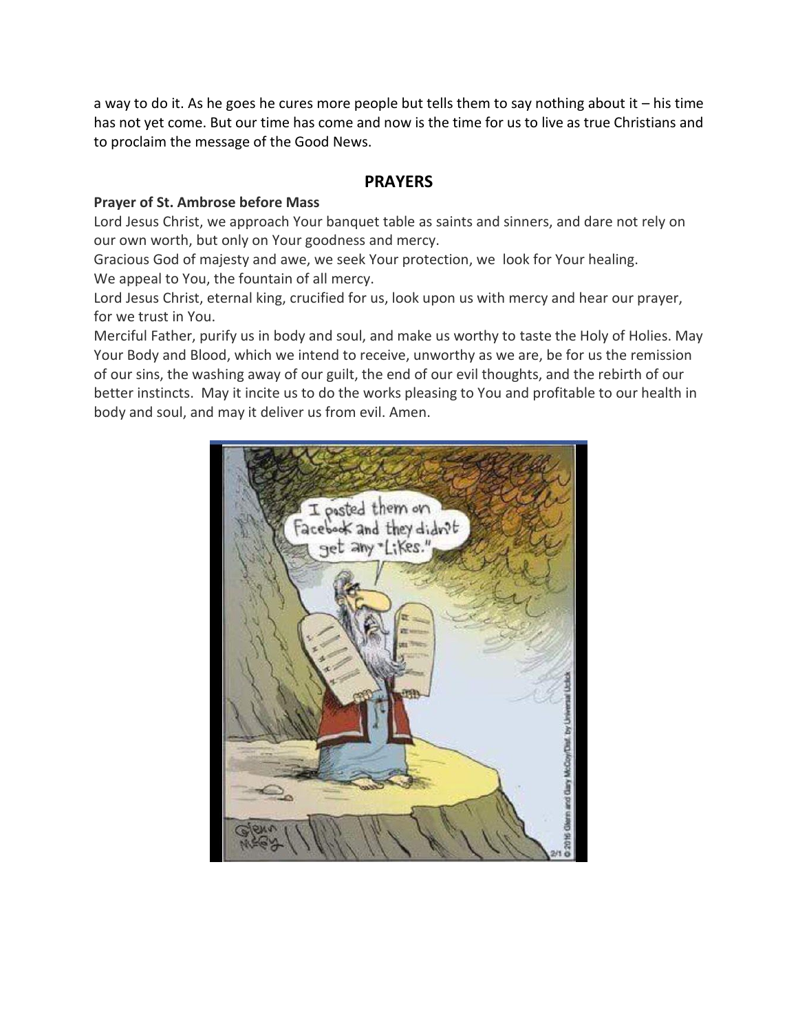a way to do it. As he goes he cures more people but tells them to say nothing about it – his time has not yet come. But our time has come and now is the time for us to live as true Christians and to proclaim the message of the Good News.

## PRAYERS

**Prayer of St. Ambrose before Mass**

Lord Jesus Christ, we approach Your banquet table as saints and sinners, and dare not rely on our own worth, but only on Your goodness and mercy.

Gracious God of majesty and awe, we seek Your protection, we look for Your healing.

We appeal to You, the fountain of all mercy.

Lord Jesus Christ, eternal king, crucified for us, look upon us with mercy and hear our prayer, for we trust in You.

Merciful Father, purify us in body and soul, and make us worthy to taste the Holy of Holies. May Your Body and Blood, which we intend to receive, unworthy as we are, be for us the remission of our sins, the washing away of our guilt, the end of our evil thoughts, and the rebirth of our better instincts. May it incite us to do the works pleasing to You and profitable to our health in body and soul, and may it deliver us from evil. Amen.